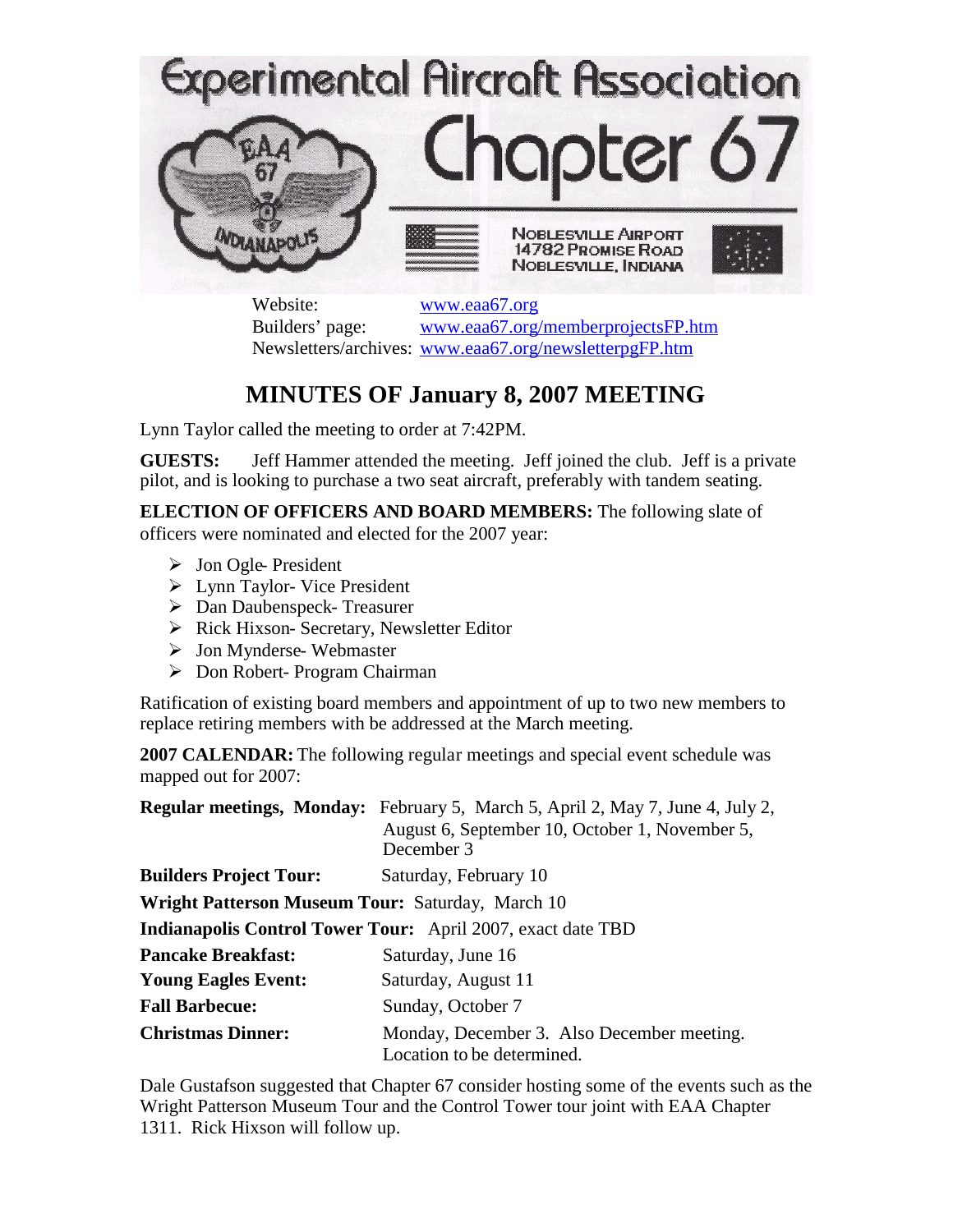# Experimental Aircraft Association Chapter 67

NOBLESVILLE AIRPORT
14782 PROMISE ROAD
NOBLESVILLE, INDIANA

Website: www.eaa67.org
Builders' page: www.eaa67.org/memberprojectsFP.htm
Newsletters/archives: www.eaa67.org/newsletterpgFP.htm

## MINUTES OF January 8, 2007 MEETING

Lynn Taylor called the meeting to order at 7:42PM.

**GUESTS:** Jeff Hammer attended the meeting. Jeff joined the club. Jeff is a private pilot, and is looking to purchase a two seat aircraft, preferably with tandem seating.

**ELECTION OF OFFICERS AND BOARD MEMBERS:** The following slate of officers were nominated and elected for the 2007 year:

- Jon Ogle- President
- Lynn Taylor- Vice President
- Dan Daubenspeck- Treasurer
- Rick Hixson- Secretary, Newsletter Editor
- Jon Mynderse- Webmaster
- Don Robert- Program Chairman

Ratification of existing board members and appointment of up to two new members to replace retiring members with be addressed at the March meeting.

**2007 CALENDAR:** The following regular meetings and special event schedule was mapped out for 2007:

| | |
|---|---|
| **Regular meetings, Monday:** | February 5, March 5, April 2, May 7, June 4, July 2, August 6, September 10, October 1, November 5, December 3 |
| **Builders Project Tour:** | Saturday, February 10 |
| **Wright Patterson Museum Tour:** | Saturday, March 10 |
| **Indianapolis Control Tower Tour:** | April 2007, exact date TBD |
| **Pancake Breakfast:** | Saturday, June 16 |
| **Young Eagles Event:** | Saturday, August 11 |
| **Fall Barbecue:** | Sunday, October 7 |
| **Christmas Dinner:** | Monday, December 3. Also December meeting. Location to be determined. |

Dale Gustafson suggested that Chapter 67 consider hosting some of the events such as the Wright Patterson Museum Tour and the Control Tower tour joint with EAA Chapter 1311. Rick Hixson will follow up.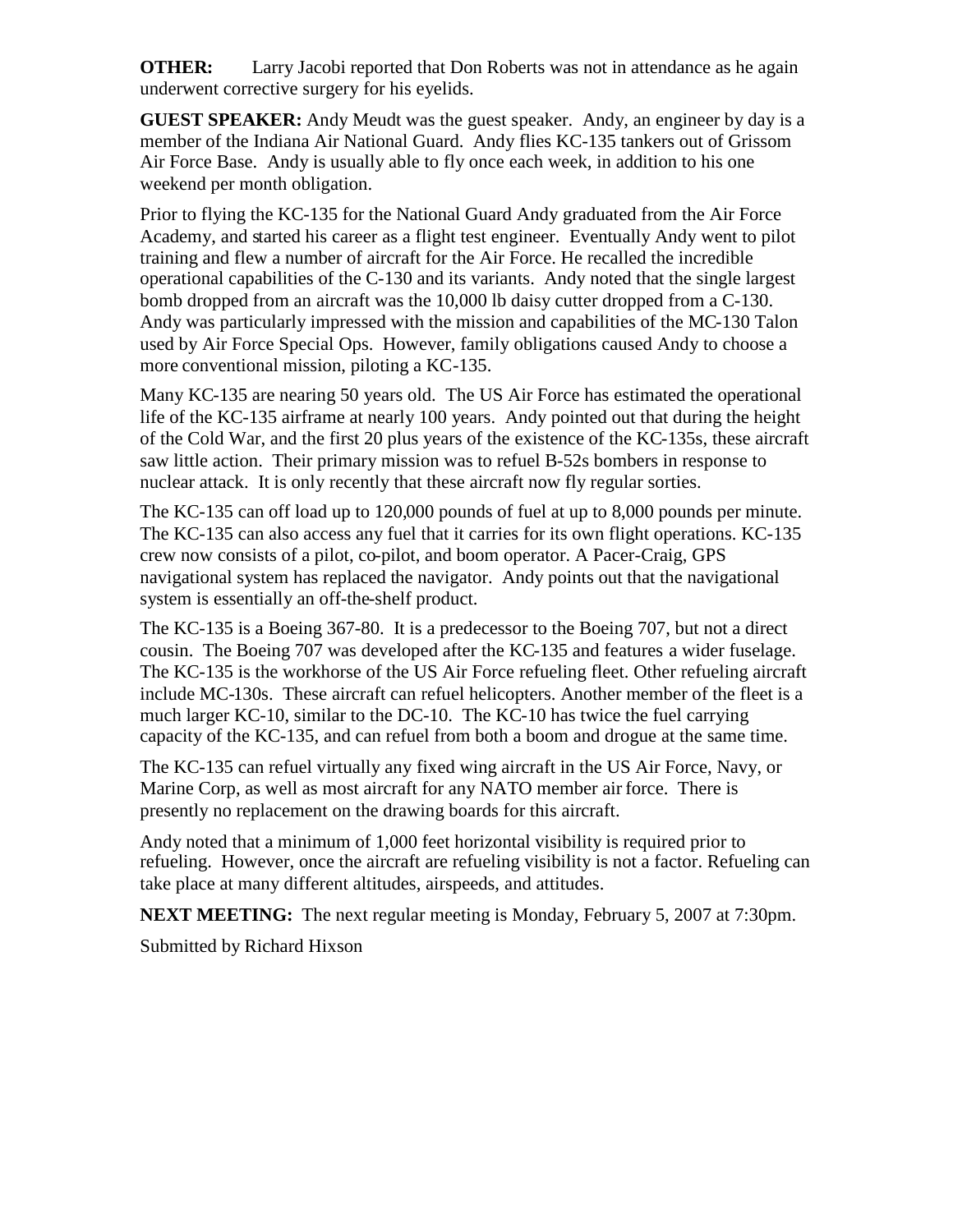**OTHER:** Larry Jacobi reported that Don Roberts was not in attendance as he again underwent corrective surgery for his eyelids.

**GUEST SPEAKER:** Andy Meudt was the guest speaker. Andy, an engineer by day is a member of the Indiana Air National Guard. Andy flies KC-135 tankers out of Grissom Air Force Base. Andy is usually able to fly once each week, in addition to his one weekend per month obligation.

Prior to flying the KC-135 for the National Guard Andy graduated from the Air Force Academy, and started his career as a flight test engineer. Eventually Andy went to pilot training and flew a number of aircraft for the Air Force. He recalled the incredible operational capabilities of the C-130 and its variants. Andy noted that the single largest bomb dropped from an aircraft was the 10,000 lb daisy cutter dropped from a C-130. Andy was particularly impressed with the mission and capabilities of the MC-130 Talon used by Air Force Special Ops. However, family obligations caused Andy to choose a more conventional mission, piloting a KC-135.

Many KC-135 are nearing 50 years old. The US Air Force has estimated the operational life of the KC-135 airframe at nearly 100 years. Andy pointed out that during the height of the Cold War, and the first 20 plus years of the existence of the KC-135s, these aircraft saw little action. Their primary mission was to refuel B-52s bombers in response to nuclear attack. It is only recently that these aircraft now fly regular sorties.

The KC-135 can off load up to 120,000 pounds of fuel at up to 8,000 pounds per minute. The KC-135 can also access any fuel that it carries for its own flight operations. KC-135 crew now consists of a pilot, co-pilot, and boom operator. A Pacer-Craig, GPS navigational system has replaced the navigator. Andy points out that the navigational system is essentially an off-the-shelf product.

The KC-135 is a Boeing 367-80. It is a predecessor to the Boeing 707, but not a direct cousin. The Boeing 707 was developed after the KC-135 and features a wider fuselage. The KC-135 is the workhorse of the US Air Force refueling fleet. Other refueling aircraft include MC-130s. These aircraft can refuel helicopters. Another member of the fleet is a much larger KC-10, similar to the DC-10. The KC-10 has twice the fuel carrying capacity of the KC-135, and can refuel from both a boom and drogue at the same time.

The KC-135 can refuel virtually any fixed wing aircraft in the US Air Force, Navy, or Marine Corp, as well as most aircraft for any NATO member air force. There is presently no replacement on the drawing boards for this aircraft.

Andy noted that a minimum of 1,000 feet horizontal visibility is required prior to refueling. However, once the aircraft are refueling visibility is not a factor. Refueling can take place at many different altitudes, airspeeds, and attitudes.

**NEXT MEETING:** The next regular meeting is Monday, February 5, 2007 at 7:30pm.

Submitted by Richard Hixson